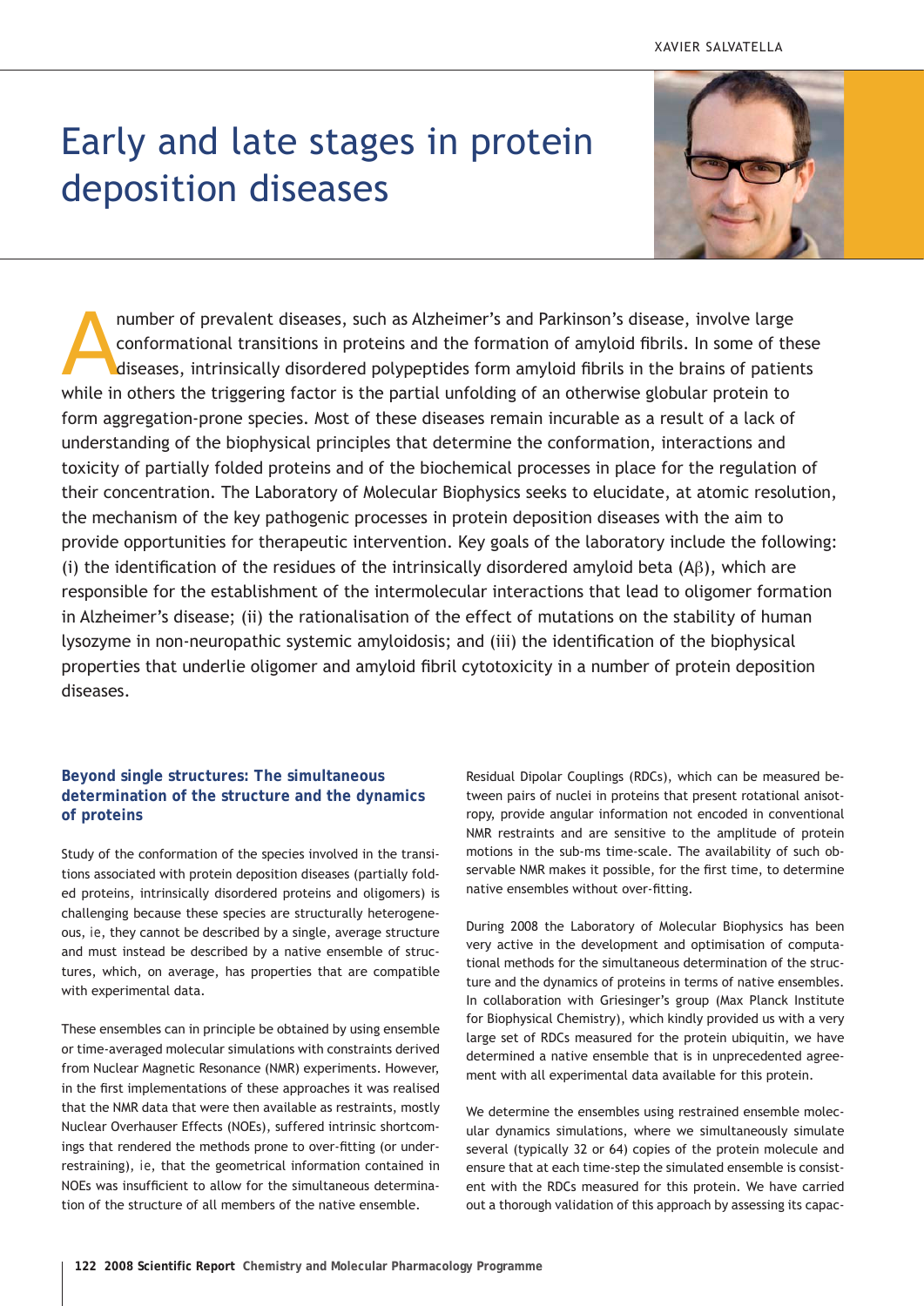XAVIER SALVATELLA

# Early and late stages in protein deposition diseases

A number of prevalent diseases, such as Alzheimer's and Parkinson's disease, involve large conformational transitions in proteins and the formation of amyloid fibrils. In some of these diseases, intrinsically disordered polypeptides form amyloid fibrils in the brains of patients while in others the triggering factor is the partial unfolding of an otherwise globular protein to form aggregation-prone species. Most of these diseases remain incurable as a result of a lack of understanding of the biophysical principles that determine the conformation, interactions and toxicity of partially folded proteins and of the biochemical processes in place for the regulation of their concentration. The Laboratory of Molecular Biophysics seeks to elucidate, at atomic resolution, the mechanism of the key pathogenic processes in protein deposition diseases with the aim to provide opportunities for therapeutic intervention. Key goals of the laboratory include the following: (i) the identification of the residues of the intrinsically disordered amyloid beta (Aβ), which are responsible for the establishment of the intermolecular interactions that lead to oligomer formation in Alzheimer's disease; (ii) the rationalisation of the effect of mutations on the stability of human lysozyme in non-neuropathic systemic amyloidosis; and (iii) the identification of the biophysical properties that underlie oligomer and amyloid fibril cytotoxicity in a number of protein deposition diseases.

## Beyond single structures: The simultaneous determination of the structure and the dynamics of proteins

Study of the conformation of the species involved in the transitions associated with protein deposition diseases (partially folded proteins, intrinsically disordered proteins and oligomers) is challenging because these species are structurally heterogeneous, ie, they cannot be described by a single, average structure and must instead be described by a native ensemble of structures, which, on average, has properties that are compatible with experimental data.

These ensembles can in principle be obtained by using ensemble or time-averaged molecular simulations with constraints derived from Nuclear Magnetic Resonance (NMR) experiments. However, in the first implementations of these approaches it was realised that the NMR data that were then available as restraints, mostly Nuclear Overhauser Effects (NOEs), suffered intrinsic shortcomings that rendered the methods prone to over-fitting (or under-restraining), ie, that the geometrical information contained in NOEs was insufficient to allow for the simultaneous determination of the structure of all members of the native ensemble.

Residual Dipolar Couplings (RDCs), which can be measured between pairs of nuclei in proteins that present rotational anisotropy, provide angular information not encoded in conventional NMR restraints and are sensitive to the amplitude of protein motions in the sub-ms time-scale. The availability of such observable NMR makes it possible, for the first time, to determine native ensembles without over-fitting.

During 2008 the Laboratory of Molecular Biophysics has been very active in the development and optimisation of computational methods for the simultaneous determination of the structure and the dynamics of proteins in terms of native ensembles. In collaboration with Griesinger's group (Max Planck Institute for Biophysical Chemistry), which kindly provided us with a very large set of RDCs measured for the protein ubiquitin, we have determined a native ensemble that is in unprecedented agreement with all experimental data available for this protein.

We determine the ensembles using restrained ensemble molecular dynamics simulations, where we simultaneously simulate several (typically 32 or 64) copies of the protein molecule and ensure that at each time-step the simulated ensemble is consistent with the RDCs measured for this protein. We have carried out a thorough validation of this approach by assessing its capac-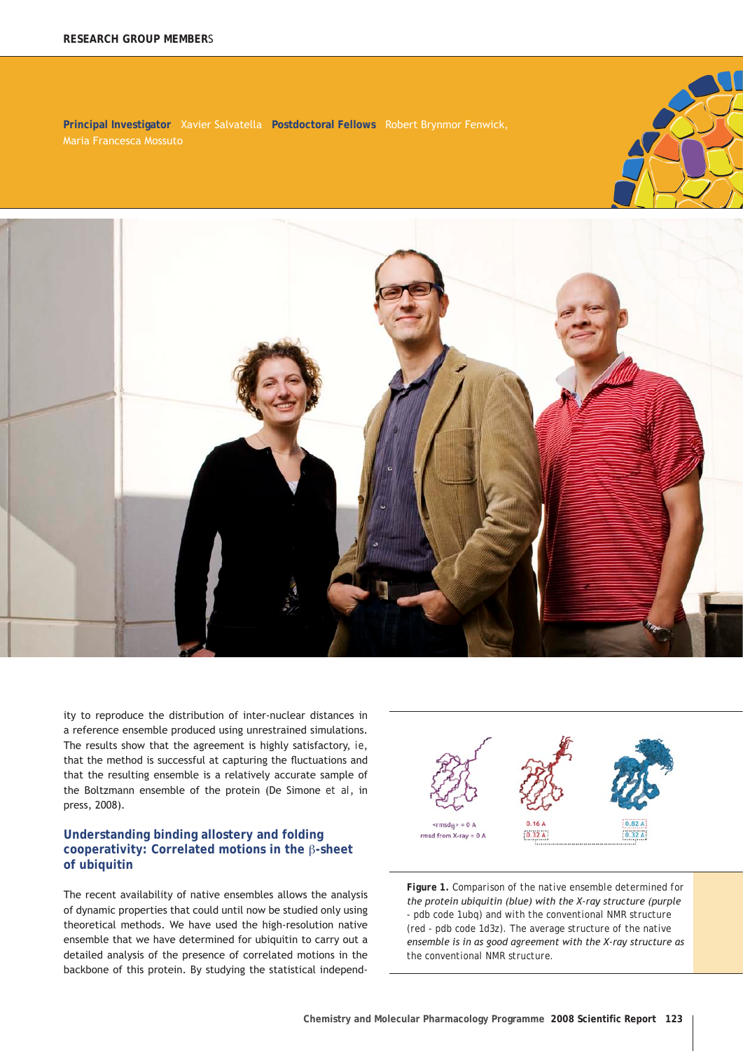**Principal Investigator** Xavier Salvatella **Postdoctoral Fellows** Robert Brynmor Fenwick, Maria Francesca Mossuto

ity to reproduce the distribution of inter-nuclear distances in a reference ensemble produced using unrestrained simulations. The results show that the agreement is highly satisfactory, ie, that the method is successful at capturing the fluctuations and that the resulting ensemble is a relatively accurate sample of the Boltzmann ensemble of the protein (De Simone et al, in press, 2008).

## Understanding binding allostery and folding cooperativity: Correlated motions in the β-sheet of ubiquitin

The recent availability of native ensembles allows the analysis of dynamic properties that could until now be studied only using theoretical methods. We have used the high-resolution native ensemble that we have determined for ubiquitin to carry out a detailed analysis of the presence of correlated motions in the backbone of this protein. By studying the statistical independ-

**Figure 1.** Comparison of the native ensemble determined for the protein ubiquitin (blue) with the X-ray structure (purple - pdb code 1ubq) and with the conventional NMR structure (red - pdb code 1d3z). The average structure of the native ensemble is in as good agreement with the X-ray structure as the conventional NMR structure.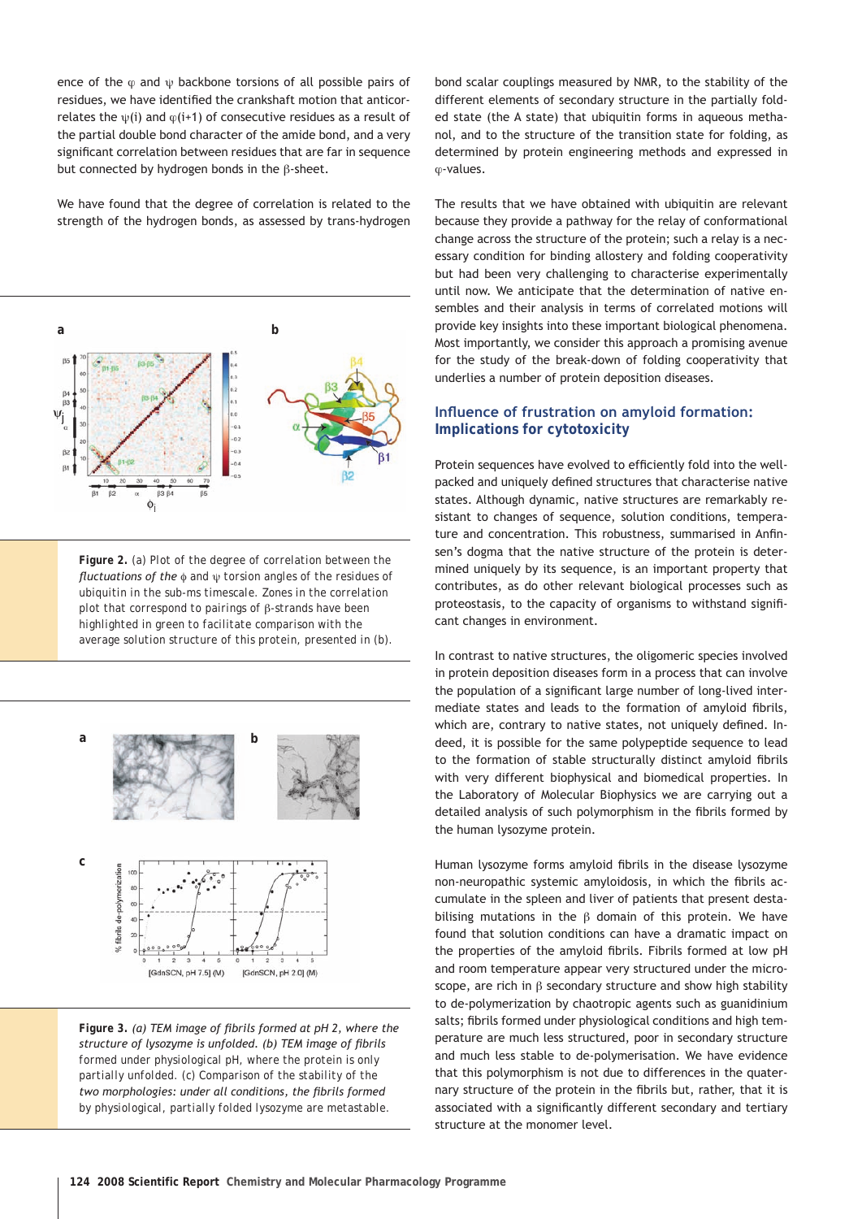ence of the $\varphi$ and $\psi$ backbone torsions of all possible pairs of residues, we have identified the crankshaft motion that anticorrelates the $\psi(i)$ and $\varphi(i+1)$ of consecutive residues as a result of the partial double bond character of the amide bond, and a very significant correlation between residues that are far in sequence but connected by hydrogen bonds in the $\beta$-sheet.

We have found that the degree of correlation is related to the strength of the hydrogen bonds, as assessed by trans-hydrogen bond scalar couplings measured by NMR, to the stability of the different elements of secondary structure in the partially folded state (the A state) that ubiquitin forms in aqueous methanol, and to the structure of the transition state for folding, as determined by protein engineering methods and expressed in $\varphi$-values.

The results that we have obtained with ubiquitin are relevant because they provide a pathway for the relay of conformational change across the structure of the protein; such a relay is a necessary condition for binding allostery and folding cooperativity but had been very challenging to characterise experimentally until now. We anticipate that the determination of native ensembles and their analysis in terms of correlated motions will provide key insights into these important biological phenomena. Most importantly, we consider this approach a promising avenue for the study of the break-down of folding cooperativity that underlies a number of protein deposition diseases.

**Figure 2.** (a) Plot of the degree of correlation between the *fluctuations of the* $\phi$ and $\psi$ torsion angles of the residues of ubiquitin in the sub-ms timescale. Zones in the correlation plot that correspond to pairings of $\beta$-strands have been highlighted in green to facilitate comparison with the average solution structure of this protein, presented in (b).

**Figure 3.** *(a) TEM image of fibrils formed at pH 2, where the structure of lysozyme is unfolded. (b) TEM image of fibrils* formed under physiological pH, where the protein is only partially unfolded. (c) Comparison of the stability of the *two morphologies: under all conditions, the fibrils formed* by physiological, partially folded lysozyme are metastable.

## Influence of frustration on amyloid formation: Implications for cytotoxicity

Protein sequences have evolved to efficiently fold into the well-packed and uniquely defined structures that characterise native states. Although dynamic, native structures are remarkably resistant to changes of sequence, solution conditions, temperature and concentration. This robustness, summarised in Anfinsen's dogma that the native structure of the protein is determined uniquely by its sequence, is an important property that contributes, as do other relevant biological processes such as proteostasis, to the capacity of organisms to withstand significant changes in environment.

In contrast to native structures, the oligomeric species involved in protein deposition diseases form in a process that can involve the population of a significant large number of long-lived intermediate states and leads to the formation of amyloid fibrils, which are, contrary to native states, not uniquely defined. Indeed, it is possible for the same polypeptide sequence to lead to the formation of stable structurally distinct amyloid fibrils with very different biophysical and biomedical properties. In the Laboratory of Molecular Biophysics we are carrying out a detailed analysis of such polymorphism in the fibrils formed by the human lysozyme protein.

Human lysozyme forms amyloid fibrils in the disease lysozyme non-neuropathic systemic amyloidosis, in which the fibrils accumulate in the spleen and liver of patients that present destabilising mutations in the $\beta$ domain of this protein. We have found that solution conditions can have a dramatic impact on the properties of the amyloid fibrils. Fibrils formed at low pH and room temperature appear very structured under the microscope, are rich in $\beta$ secondary structure and show high stability to de-polymerization by chaotropic agents such as guanidinium salts; fibrils formed under physiological conditions and high temperature are much less structured, poor in secondary structure and much less stable to de-polymerisation. We have evidence that this polymorphism is not due to differences in the quaternary structure of the protein in the fibrils but, rather, that it is associated with a significantly different secondary and tertiary structure at the monomer level.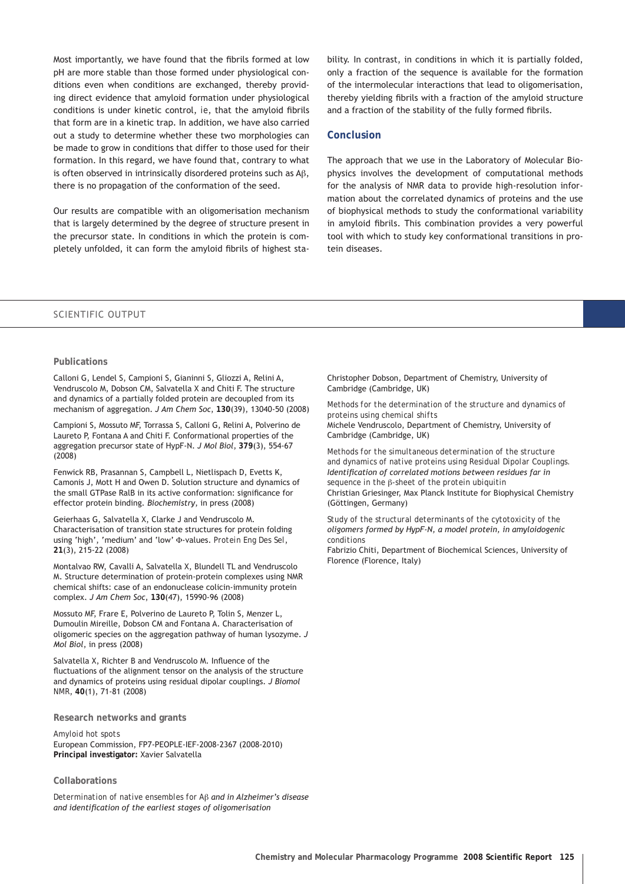Most importantly, we have found that the fibrils formed at low pH are more stable than those formed under physiological conditions even when conditions are exchanged, thereby providing direct evidence that amyloid formation under physiological conditions is under kinetic control, ie, that the amyloid fibrils that form are in a kinetic trap. In addition, we have also carried out a study to determine whether these two morphologies can be made to grow in conditions that differ to those used for their formation. In this regard, we have found that, contrary to what is often observed in intrinsically disordered proteins such as Aβ, there is no propagation of the conformation of the seed.

Our results are compatible with an oligomerisation mechanism that is largely determined by the degree of structure present in the precursor state. In conditions in which the protein is completely unfolded, it can form the amyloid fibrils of highest stability. In contrast, in conditions in which it is partially folded, only a fraction of the sequence is available for the formation of the intermolecular interactions that lead to oligomerisation, thereby yielding fibrils with a fraction of the amyloid structure and a fraction of the stability of the fully formed fibrils.

## Conclusion

The approach that we use in the Laboratory of Molecular Biophysics involves the development of computational methods for the analysis of NMR data to provide high-resolution information about the correlated dynamics of proteins and the use of biophysical methods to study the conformational variability in amyloid fibrils. This combination provides a very powerful tool with which to study key conformational transitions in protein diseases.

## SCIENTIFIC OUTPUT

### Publications

Calloni G, Lendel S, Campioni S, Gianinni S, Gliozzi A, Relini A, Vendruscolo M, Dobson CM, Salvatella X and Chiti F. The structure and dynamics of a partially folded protein are decoupled from its mechanism of aggregation. *J Am Chem Soc*, **130**(39), 13040-50 (2008)

Campioni S, Mossuto MF, Torrassa S, Calloni G, Relini A, Polverino de Laureto P, Fontana A and Chiti F. Conformational properties of the aggregation precursor state of HypF-N. *J Mol Biol*, **379**(3), 554-67 (2008)

Fenwick RB, Prasannan S, Campbell L, Nietlispach D, Evetts K, Camonis J, Mott H and Owen D. Solution structure and dynamics of the small GTPase RalB in its active conformation: significance for effector protein binding. *Biochemistry*, in press (2008)

Geierhaas G, Salvatella X, Clarke J and Vendruscolo M. Characterisation of transition state structures for protein folding using 'high', 'medium' and 'low' Φ-values. Protein Eng Des Sel, **21**(3), 215-22 (2008)

Montalvao RW, Cavalli A, Salvatella X, Blundell TL and Vendruscolo M. Structure determination of protein-protein complexes using NMR chemical shifts: case of an endonuclease colicin-immunity protein complex. *J Am Chem Soc*, **130**(47), 15990-96 (2008)

Mossuto MF, Frare E, Polverino de Laureto P, Tolin S, Menzer L, Dumoulin Mireille, Dobson CM and Fontana A. Characterisation of oligomeric species on the aggregation pathway of human lysozyme. *J Mol Biol*, in press (2008)

Salvatella X, Richter B and Vendruscolo M. Influence of the fluctuations of the alignment tensor on the analysis of the structure and dynamics of proteins using residual dipolar couplings. *J Biomol* NMR, **40**(1), 71-81 (2008)

### Research networks and grants

Amyloid hot spots
European Commission, FP7-PEOPLE-IEF-2008-2367 (2008-2010)
**Principal investigator:** Xavier Salvatella

### Collaborations

Determination of native ensembles for Aβ *and in Alzheimer's disease and identification of the earliest stages of oligomerisation*
Christopher Dobson, Department of Chemistry, University of Cambridge (Cambridge, UK)

Methods for the determination of the structure and dynamics of proteins using chemical shifts
Michele Vendruscolo, Department of Chemistry, University of Cambridge (Cambridge, UK)

Methods for the simultaneous determination of the structure and dynamics of native proteins using Residual Dipolar Couplings. *Identification of correlated motions between residues far in* sequence in the β-sheet of the protein ubiquitin
Christian Griesinger, Max Planck Institute for Biophysical Chemistry (Göttingen, Germany)

Study of the structural determinants of the cytotoxicity of the *oligomers formed by HypF-N, a model protein, in amyloidogenic* conditions
Fabrizio Chiti, Department of Biochemical Sciences, University of Florence (Florence, Italy)